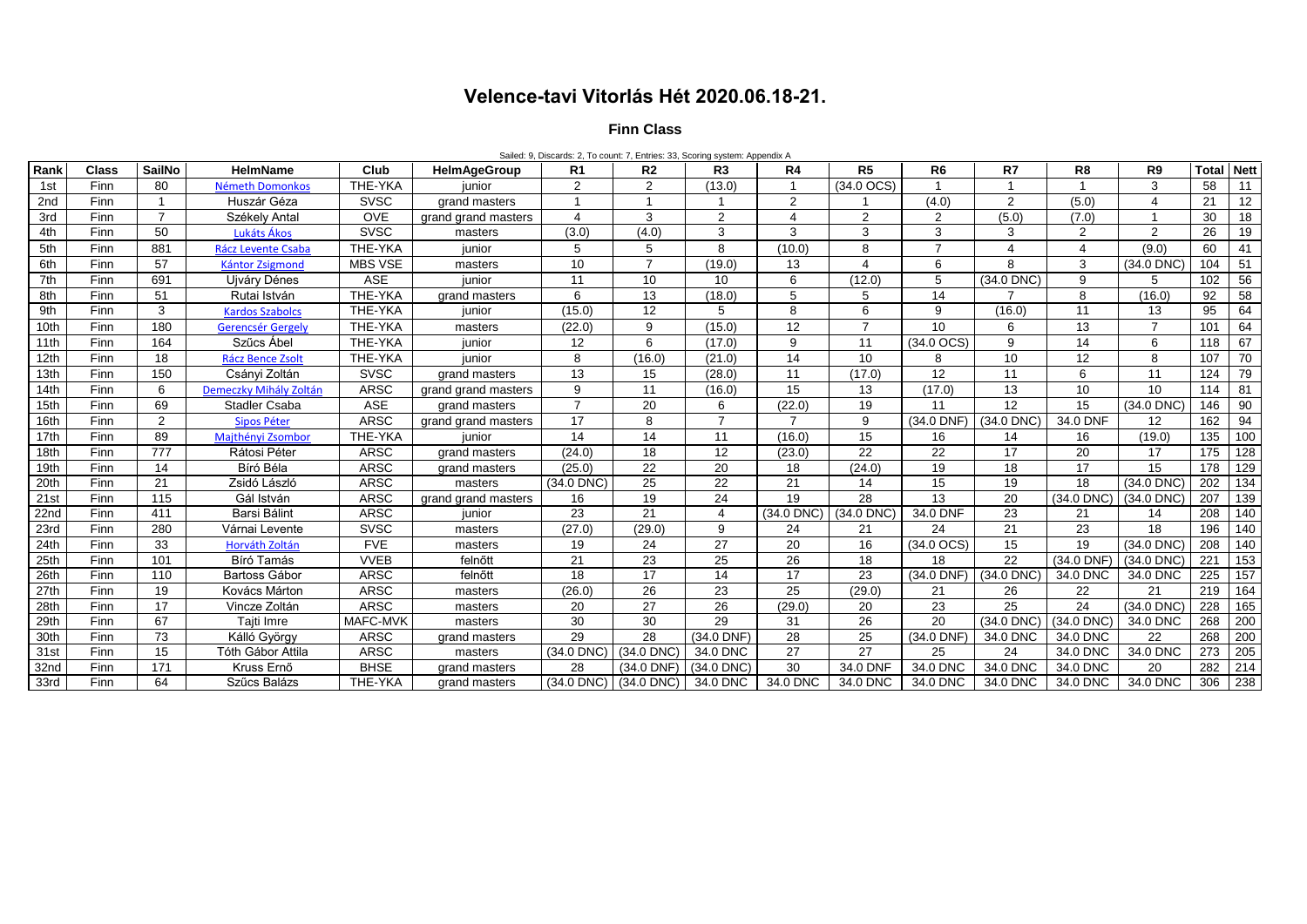# Velence-tavi Vitorlás Hét 2020.06.18-21.

### Finn Class

Sailed: 9, Discards: 2, To count: 7, Entries: 33, Scoring system: Appendix A

| Rank | Class | SailNo | HelmName | Club | HelmAgeGroup | R1 | R2 | R3 | R4 | R5 | R6 | R7 | R8 | R9 | Total | Nett |
|---|---|---|---|---|---|---|---|---|---|---|---|---|---|---|---|---|
| 1st | Finn | 80 | Németh Domonkos | THE-YKA | junior | 2 | 2 | (13.0) | 1 | (34.0 OCS) | 1 | 1 | 1 | 3 | 58 | 11 |
| 2nd | Finn | 1 | Huszár Géza | SVSC | grand masters | 1 | 1 | 1 | 2 | 1 | (4.0) | 2 | (5.0) | 4 | 21 | 12 |
| 3rd | Finn | 7 | Székely Antal | OVE | grand grand masters | 4 | 3 | 2 | 4 | 2 | 2 | (5.0) | (7.0) | 1 | 30 | 18 |
| 4th | Finn | 50 | Lukáts Ákos | SVSC | masters | (3.0) | (4.0) | 3 | 3 | 3 | 3 | 3 | 2 | 2 | 26 | 19 |
| 5th | Finn | 881 | Rácz Levente Csaba | THE-YKA | junior | 5 | 5 | 8 | (10.0) | 8 | 7 | 4 | 4 | (9.0) | 60 | 41 |
| 6th | Finn | 57 | Kántor Zsigmond | MBS VSE | masters | 10 | 7 | (19.0) | 13 | 4 | 6 | 8 | 3 | (34.0 DNC) | 104 | 51 |
| 7th | Finn | 691 | Ujváry Dénes | ASE | junior | 11 | 10 | 10 | 6 | (12.0) | 5 | (34.0 DNC) | 9 | 5 | 102 | 56 |
| 8th | Finn | 51 | Rutai István | THE-YKA | grand masters | 6 | 13 | (18.0) | 5 | 5 | 14 | 7 | 8 | (16.0) | 92 | 58 |
| 9th | Finn | 3 | Kardos Szabolcs | THE-YKA | junior | (15.0) | 12 | 5 | 8 | 6 | 9 | (16.0) | 11 | 13 | 95 | 64 |
| 10th | Finn | 180 | Gerencsér Gergely | THE-YKA | masters | (22.0) | 9 | (15.0) | 12 | 7 | 10 | 6 | 13 | 7 | 101 | 64 |
| 11th | Finn | 164 | Szűcs Ábel | THE-YKA | junior | 12 | 6 | (17.0) | 9 | 11 | (34.0 OCS) | 9 | 14 | 6 | 118 | 67 |
| 12th | Finn | 18 | Rácz Bence Zsolt | THE-YKA | junior | 8 | (16.0) | (21.0) | 14 | 10 | 8 | 10 | 12 | 8 | 107 | 70 |
| 13th | Finn | 150 | Csányi Zoltán | SVSC | grand masters | 13 | 15 | (28.0) | 11 | (17.0) | 12 | 11 | 6 | 11 | 124 | 79 |
| 14th | Finn | 6 | Demeczky Mihály Zoltán | ARSC | grand grand masters | 9 | 11 | (16.0) | 15 | 13 | (17.0) | 13 | 10 | 10 | 114 | 81 |
| 15th | Finn | 69 | Stadler Csaba | ASE | grand masters | 7 | 20 | 6 | (22.0) | 19 | 11 | 12 | 15 | (34.0 DNC) | 146 | 90 |
| 16th | Finn | 2 | Sipos Péter | ARSC | grand grand masters | 17 | 8 | 7 | 7 | 9 | (34.0 DNF) | (34.0 DNC) | 34.0 DNF | 12 | 162 | 94 |
| 17th | Finn | 89 | Majthényi Zsombor | THE-YKA | junior | 14 | 14 | 11 | (16.0) | 15 | 16 | 14 | 16 | (19.0) | 135 | 100 |
| 18th | Finn | 777 | Rátosi Péter | ARSC | grand masters | (24.0) | 18 | 12 | (23.0) | 22 | 22 | 17 | 20 | 17 | 175 | 128 |
| 19th | Finn | 14 | Bíró Béla | ARSC | grand masters | (25.0) | 22 | 20 | 18 | (24.0) | 19 | 18 | 17 | 15 | 178 | 129 |
| 20th | Finn | 21 | Zsidó László | ARSC | masters | (34.0 DNC) | 25 | 22 | 21 | 14 | 15 | 19 | 18 | (34.0 DNC) | 202 | 134 |
| 21st | Finn | 115 | Gál István | ARSC | grand grand masters | 16 | 19 | 24 | 19 | 28 | 13 | 20 | (34.0 DNC) | (34.0 DNC) | 207 | 139 |
| 22nd | Finn | 411 | Barsi Bálint | ARSC | junior | 23 | 21 | 4 | (34.0 DNC) | (34.0 DNC) | 34.0 DNF | 23 | 21 | 14 | 208 | 140 |
| 23rd | Finn | 280 | Várnai Levente | SVSC | masters | (27.0) | (29.0) | 9 | 24 | 21 | 24 | 21 | 23 | 18 | 196 | 140 |
| 24th | Finn | 33 | Horváth Zoltán | FVE | masters | 19 | 24 | 27 | 20 | 16 | (34.0 OCS) | 15 | 19 | (34.0 DNC) | 208 | 140 |
| 25th | Finn | 101 | Bíró Tamás | VVEB | felnőtt | 21 | 23 | 25 | 26 | 18 | 18 | 22 | (34.0 DNF) | (34.0 DNC) | 221 | 153 |
| 26th | Finn | 110 | Bartoss Gábor | ARSC | felnőtt | 18 | 17 | 14 | 17 | 23 | (34.0 DNF) | (34.0 DNC) | 34.0 DNC | 34.0 DNC | 225 | 157 |
| 27th | Finn | 19 | Kovács Márton | ARSC | masters | (26.0) | 26 | 23 | 25 | (29.0) | 21 | 26 | 22 | 21 | 219 | 164 |
| 28th | Finn | 17 | Vincze Zoltán | ARSC | masters | 20 | 27 | 26 | (29.0) | 20 | 23 | 25 | 24 | (34.0 DNC) | 228 | 165 |
| 29th | Finn | 67 | Tajti Imre | MAFC-MVK | masters | 30 | 30 | 29 | 31 | 26 | 20 | (34.0 DNC) | (34.0 DNC) | 34.0 DNC | 268 | 200 |
| 30th | Finn | 73 | Kálló György | ARSC | grand masters | 29 | 28 | (34.0 DNF) | 28 | 25 | (34.0 DNF) | 34.0 DNC | 34.0 DNC | 22 | 268 | 200 |
| 31st | Finn | 15 | Tóth Gábor Attila | ARSC | masters | (34.0 DNC) | (34.0 DNC) | 34.0 DNC | 27 | 27 | 25 | 24 | 34.0 DNC | 34.0 DNC | 273 | 205 |
| 32nd | Finn | 171 | Kruss Ernő | BHSE | grand masters | 28 | (34.0 DNF) | (34.0 DNC) | 30 | 34.0 DNF | 34.0 DNC | 34.0 DNC | 34.0 DNC | 20 | 282 | 214 |
| 33rd | Finn | 64 | Szűcs Balázs | THE-YKA | grand masters | (34.0 DNC) | (34.0 DNC) | 34.0 DNC | 34.0 DNC | 34.0 DNC | 34.0 DNC | 34.0 DNC | 34.0 DNC | 34.0 DNC | 306 | 238 |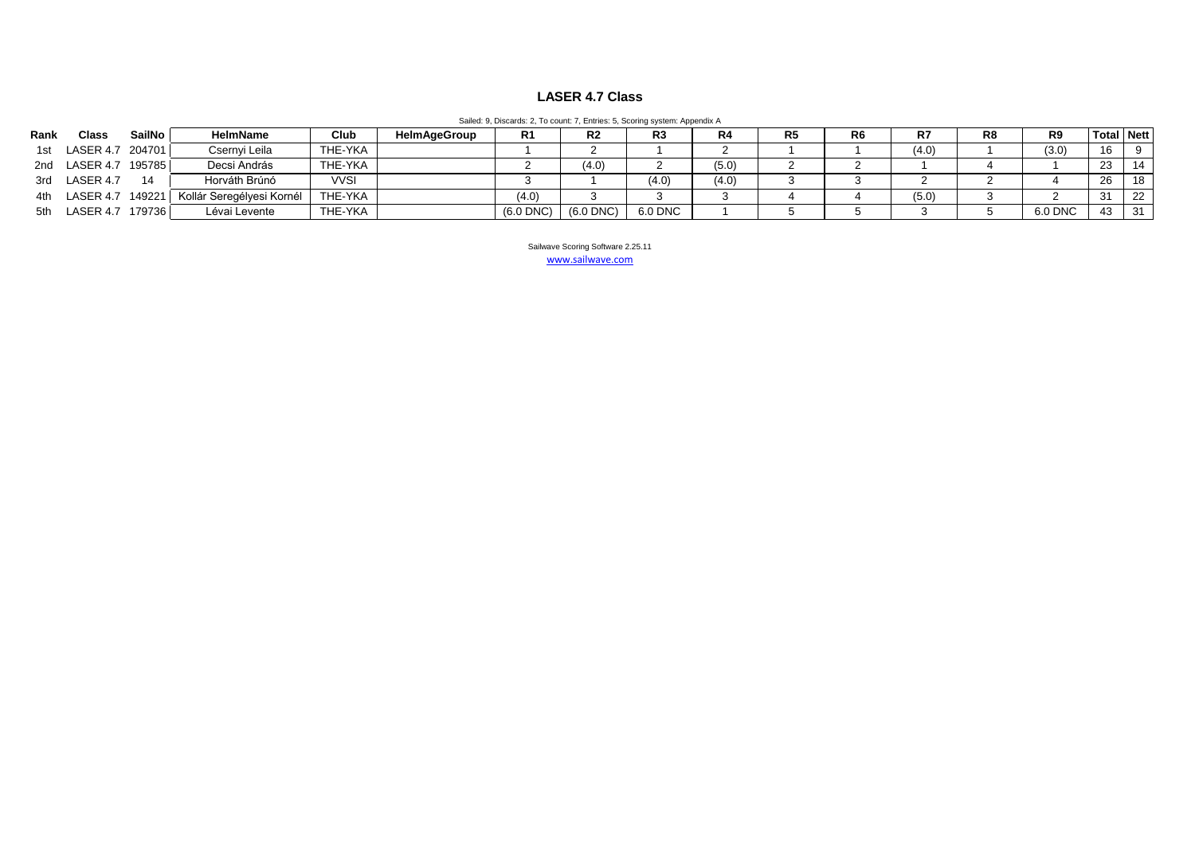## LASER 4.7 Class

Sailed: 9, Discards: 2, To count: 7, Entries: 5, Scoring system: Appendix A

| Rank | Class | SailNo | HelmName | Club | HelmAgeGroup | R1 | R2 | R3 | R4 | R5 | R6 | R7 | R8 | R9 | Total | Nett |
|---|---|---|---|---|---|---|---|---|---|---|---|---|---|---|---|---|
| 1st | LASER 4.7 | 204701 | Csernyi Leila | THE-YKA | | 1 | 2 | 1 | 2 | 1 | 1 | (4.0) | 1 | (3.0) | 16 | 9 |
| 2nd | LASER 4.7 | 195785 | Decsi András | THE-YKA | | 2 | (4.0) | 2 | (5.0) | 2 | 2 | 1 | 4 | 1 | 23 | 14 |
| 3rd | LASER 4.7 | 14 | Horváth Brúnó | VVSI | | 3 | 1 | (4.0) | (4.0) | 3 | 3 | 2 | 2 | 4 | 26 | 18 |
| 4th | LASER 4.7 | 149221 | Kollár Seregélyesi Kornél | THE-YKA | | (4.0) | 3 | 3 | 3 | 4 | 4 | (5.0) | 3 | 2 | 31 | 22 |
| 5th | LASER 4.7 | 179736 | Lévai Levente | THE-YKA | | (6.0 DNC) | (6.0 DNC) | 6.0 DNC | 1 | 5 | 5 | 3 | 5 | 6.0 DNC | 43 | 31 |

Sailwave Scoring Software 2.25.11
www.sailwave.com